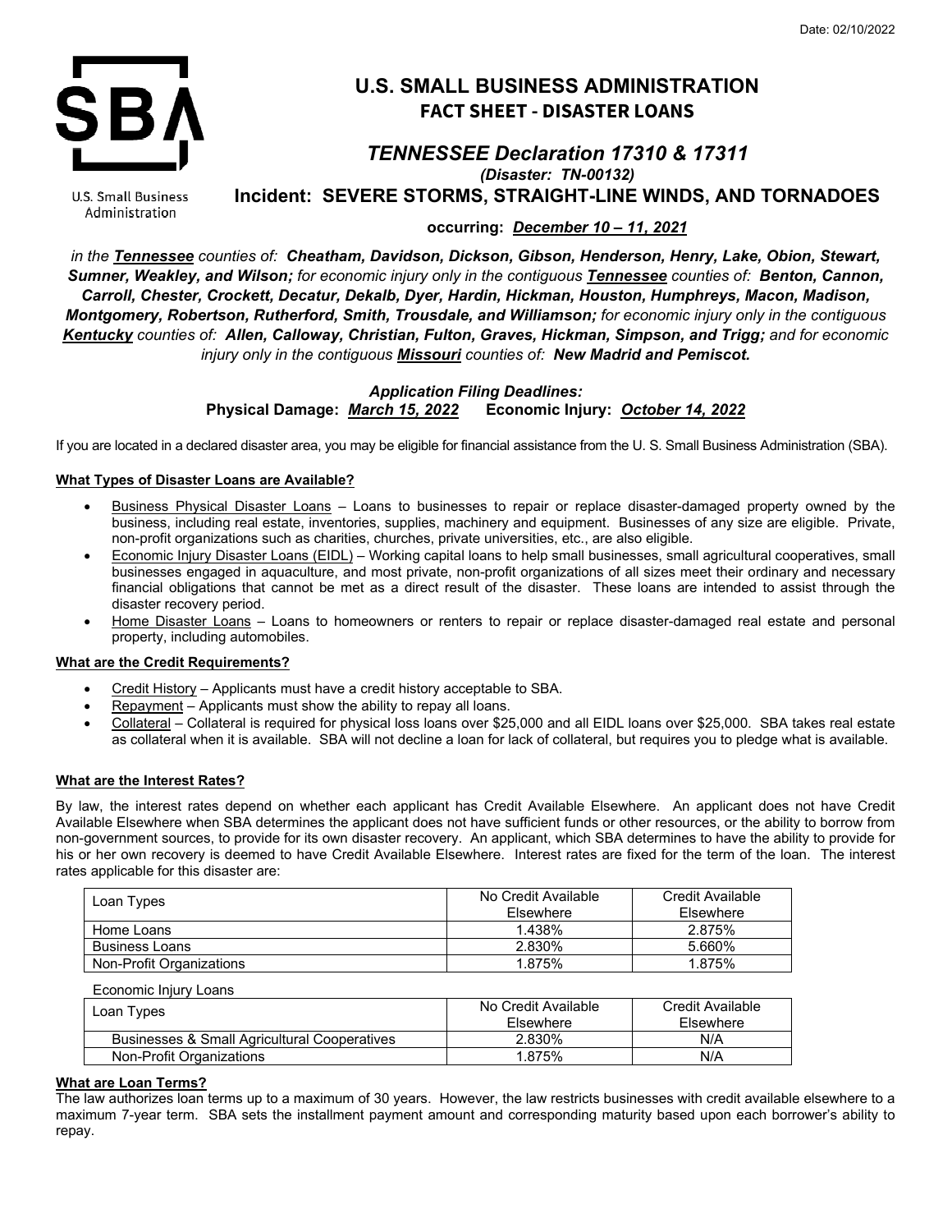Date: 02/10/2022

U.S. Small Business Administration

# U.S. SMALL BUSINESS ADMINISTRATION

## FACT SHEET - DISASTER LOANS

## *TENNESSEE Declaration 17310 & 17311*

***(Disaster: TN-00132)***

**Incident: SEVERE STORMS, STRAIGHT-LINE WINDS, AND TORNADOES**

**occurring: *December 10 – 11, 2021***

*in the **Tennessee** counties of: **Cheatham, Davidson, Dickson, Gibson, Henderson, Henry, Lake, Obion, Stewart, Sumner, Weakley, and Wilson;** for economic injury only in the contiguous **Tennessee** counties of: **Benton, Cannon, Carroll, Chester, Crockett, Decatur, Dekalb, Dyer, Hardin, Hickman, Houston, Humphreys, Macon, Madison, Montgomery, Robertson, Rutherford, Smith, Trousdale, and Williamson;** for economic injury only in the contiguous **Kentucky** counties of: **Allen, Calloway, Christian, Fulton, Graves, Hickman, Simpson, and Trigg;** and for economic injury only in the contiguous **Missouri** counties of: **New Madrid and Pemiscot.***

***Application Filing Deadlines:***

**Physical Damage: *March 15, 2022*   Economic Injury: *October 14, 2022***

If you are located in a declared disaster area, you may be eligible for financial assistance from the U. S. Small Business Administration (SBA).

**What Types of Disaster Loans are Available?**

- Business Physical Disaster Loans – Loans to businesses to repair or replace disaster-damaged property owned by the business, including real estate, inventories, supplies, machinery and equipment. Businesses of any size are eligible. Private, non-profit organizations such as charities, churches, private universities, etc., are also eligible.
- Economic Injury Disaster Loans (EIDL) – Working capital loans to help small businesses, small agricultural cooperatives, small businesses engaged in aquaculture, and most private, non-profit organizations of all sizes meet their ordinary and necessary financial obligations that cannot be met as a direct result of the disaster. These loans are intended to assist through the disaster recovery period.
- Home Disaster Loans – Loans to homeowners or renters to repair or replace disaster-damaged real estate and personal property, including automobiles.

**What are the Credit Requirements?**

- Credit History – Applicants must have a credit history acceptable to SBA.
- Repayment – Applicants must show the ability to repay all loans.
- Collateral – Collateral is required for physical loss loans over $25,000 and all EIDL loans over $25,000. SBA takes real estate as collateral when it is available. SBA will not decline a loan for lack of collateral, but requires you to pledge what is available.

**What are the Interest Rates?**

By law, the interest rates depend on whether each applicant has Credit Available Elsewhere. An applicant does not have Credit Available Elsewhere when SBA determines the applicant does not have sufficient funds or other resources, or the ability to borrow from non-government sources, to provide for its own disaster recovery. An applicant, which SBA determines to have the ability to provide for his or her own recovery is deemed to have Credit Available Elsewhere. Interest rates are fixed for the term of the loan. The interest rates applicable for this disaster are:

| Loan Types | No Credit Available Elsewhere | Credit Available Elsewhere |
|---|---|---|
| Home Loans | 1.438% | 2.875% |
| Business Loans | 2.830% | 5.660% |
| Non-Profit Organizations | 1.875% | 1.875% |

Economic Injury Loans

| Loan Types | No Credit Available Elsewhere | Credit Available Elsewhere |
|---|---|---|
| Businesses & Small Agricultural Cooperatives | 2.830% | N/A |
| Non-Profit Organizations | 1.875% | N/A |

**What are Loan Terms?**

The law authorizes loan terms up to a maximum of 30 years. However, the law restricts businesses with credit available elsewhere to a maximum 7-year term. SBA sets the installment payment amount and corresponding maturity based upon each borrower's ability to repay.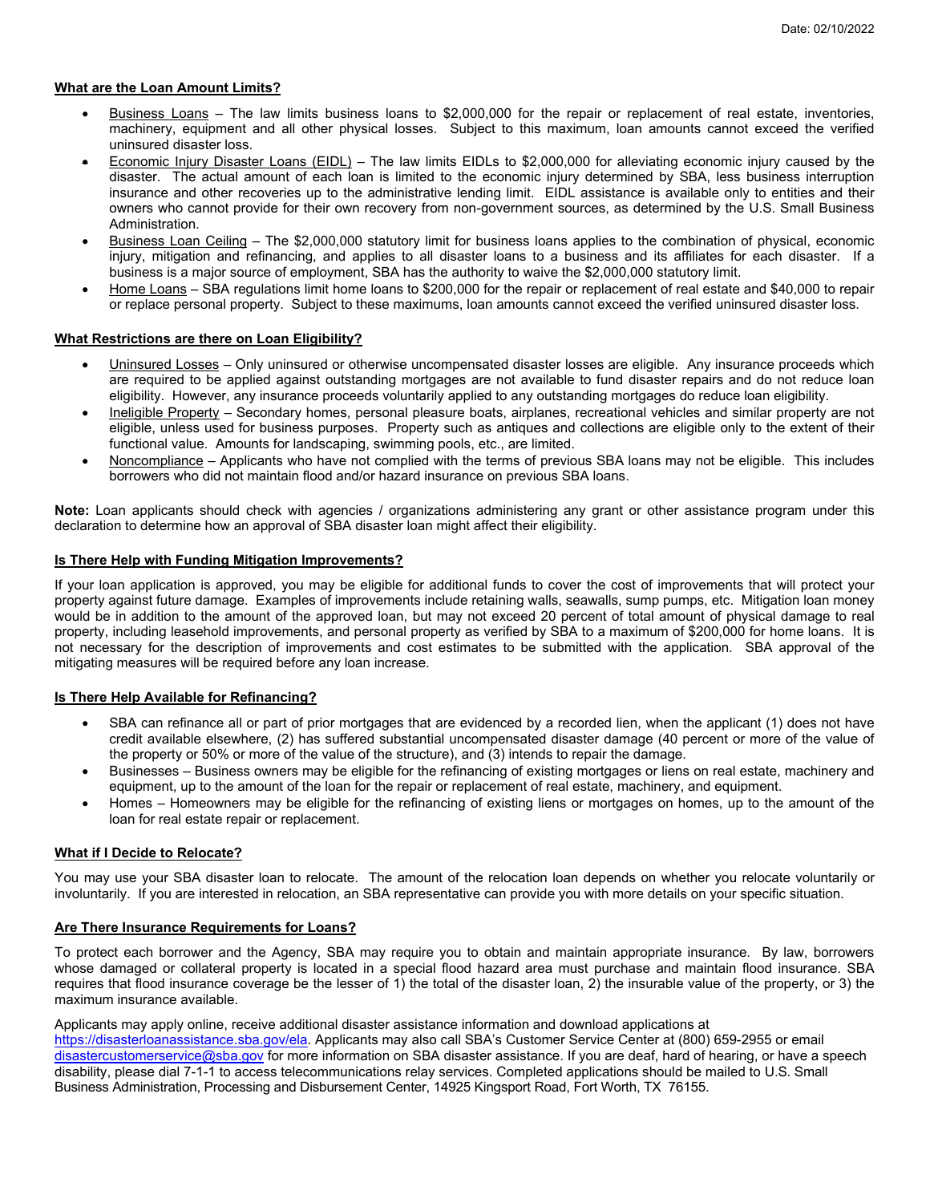Date: 02/10/2022

**What are the Loan Amount Limits?**

- Business Loans – The law limits business loans to $2,000,000 for the repair or replacement of real estate, inventories, machinery, equipment and all other physical losses. Subject to this maximum, loan amounts cannot exceed the verified uninsured disaster loss.
- Economic Injury Disaster Loans (EIDL) – The law limits EIDLs to $2,000,000 for alleviating economic injury caused by the disaster. The actual amount of each loan is limited to the economic injury determined by SBA, less business interruption insurance and other recoveries up to the administrative lending limit. EIDL assistance is available only to entities and their owners who cannot provide for their own recovery from non-government sources, as determined by the U.S. Small Business Administration.
- Business Loan Ceiling – The $2,000,000 statutory limit for business loans applies to the combination of physical, economic injury, mitigation and refinancing, and applies to all disaster loans to a business and its affiliates for each disaster. If a business is a major source of employment, SBA has the authority to waive the $2,000,000 statutory limit.
- Home Loans – SBA regulations limit home loans to $200,000 for the repair or replacement of real estate and $40,000 to repair or replace personal property. Subject to these maximums, loan amounts cannot exceed the verified uninsured disaster loss.

**What Restrictions are there on Loan Eligibility?**

- Uninsured Losses – Only uninsured or otherwise uncompensated disaster losses are eligible. Any insurance proceeds which are required to be applied against outstanding mortgages are not available to fund disaster repairs and do not reduce loan eligibility. However, any insurance proceeds voluntarily applied to any outstanding mortgages do reduce loan eligibility.
- Ineligible Property – Secondary homes, personal pleasure boats, airplanes, recreational vehicles and similar property are not eligible, unless used for business purposes. Property such as antiques and collections are eligible only to the extent of their functional value. Amounts for landscaping, swimming pools, etc., are limited.
- Noncompliance – Applicants who have not complied with the terms of previous SBA loans may not be eligible. This includes borrowers who did not maintain flood and/or hazard insurance on previous SBA loans.

**Note:** Loan applicants should check with agencies / organizations administering any grant or other assistance program under this declaration to determine how an approval of SBA disaster loan might affect their eligibility.

**Is There Help with Funding Mitigation Improvements?**

If your loan application is approved, you may be eligible for additional funds to cover the cost of improvements that will protect your property against future damage. Examples of improvements include retaining walls, seawalls, sump pumps, etc. Mitigation loan money would be in addition to the amount of the approved loan, but may not exceed 20 percent of total amount of physical damage to real property, including leasehold improvements, and personal property as verified by SBA to a maximum of $200,000 for home loans. It is not necessary for the description of improvements and cost estimates to be submitted with the application. SBA approval of the mitigating measures will be required before any loan increase.

**Is There Help Available for Refinancing?**

- SBA can refinance all or part of prior mortgages that are evidenced by a recorded lien, when the applicant (1) does not have credit available elsewhere, (2) has suffered substantial uncompensated disaster damage (40 percent or more of the value of the property or 50% or more of the value of the structure), and (3) intends to repair the damage.
- Businesses – Business owners may be eligible for the refinancing of existing mortgages or liens on real estate, machinery and equipment, up to the amount of the loan for the repair or replacement of real estate, machinery, and equipment.
- Homes – Homeowners may be eligible for the refinancing of existing liens or mortgages on homes, up to the amount of the loan for real estate repair or replacement.

**What if I Decide to Relocate?**

You may use your SBA disaster loan to relocate. The amount of the relocation loan depends on whether you relocate voluntarily or involuntarily. If you are interested in relocation, an SBA representative can provide you with more details on your specific situation.

**Are There Insurance Requirements for Loans?**

To protect each borrower and the Agency, SBA may require you to obtain and maintain appropriate insurance. By law, borrowers whose damaged or collateral property is located in a special flood hazard area must purchase and maintain flood insurance. SBA requires that flood insurance coverage be the lesser of 1) the total of the disaster loan, 2) the insurable value of the property, or 3) the maximum insurance available.

Applicants may apply online, receive additional disaster assistance information and download applications at https://disasterloanassistance.sba.gov/ela. Applicants may also call SBA's Customer Service Center at (800) 659-2955 or email disastercustomerservice@sba.gov for more information on SBA disaster assistance. If you are deaf, hard of hearing, or have a speech disability, please dial 7-1-1 to access telecommunications relay services. Completed applications should be mailed to U.S. Small Business Administration, Processing and Disbursement Center, 14925 Kingsport Road, Fort Worth, TX 76155.